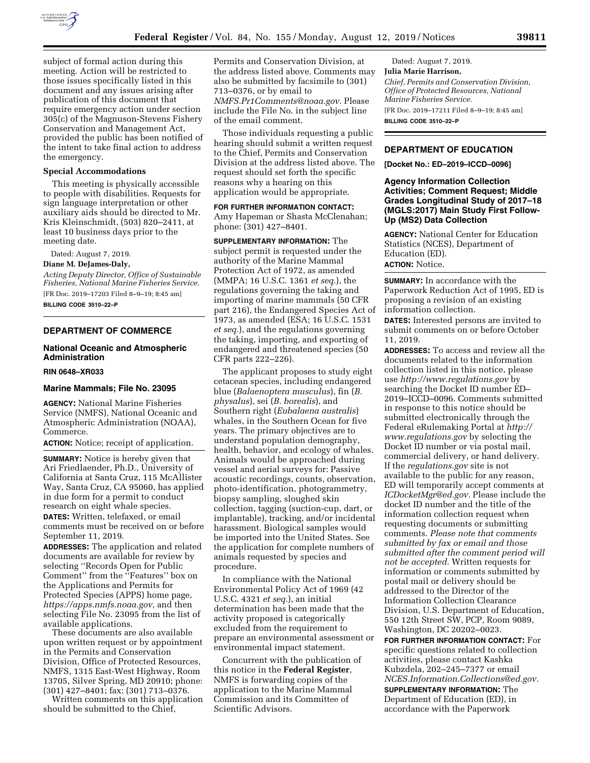subject of formal action during this meeting. Action will be restricted to those issues specifically listed in this document and any issues arising after publication of this document that require emergency action under section 305(c) of the Magnuson-Stevens Fishery Conservation and Management Act, provided the public has been notified of the intent to take final action to address the emergency.

### Special Accommodations

This meeting is physically accessible to people with disabilities. Requests for sign language interpretation or other auxiliary aids should be directed to Mr. Kris Kleinschmidt, (503) 820–2411, at least 10 business days prior to the meeting date.

Dated: August 7, 2019.

**Diane M. DeJames-Daly,**

*Acting Deputy Director, Office of Sustainable Fisheries, National Marine Fisheries Service.*

[FR Doc. 2019–17203 Filed 8–9–19; 8:45 am]

**BILLING CODE 3510–22–P**

## DEPARTMENT OF COMMERCE

### National Oceanic and Atmospheric Administration

**RIN 0648–XR033**

### Marine Mammals; File No. 23095

**AGENCY:** National Marine Fisheries Service (NMFS), National Oceanic and Atmospheric Administration (NOAA), Commerce.

**ACTION:** Notice; receipt of application.

**SUMMARY:** Notice is hereby given that Ari Friedlaender, Ph.D., University of California at Santa Cruz, 115 McAllister Way, Santa Cruz, CA 95060, has applied in due form for a permit to conduct research on eight whale species.

**DATES:** Written, telefaxed, or email comments must be received on or before September 11, 2019.

**ADDRESSES:** The application and related documents are available for review by selecting ''Records Open for Public Comment'' from the ''Features'' box on the Applications and Permits for Protected Species (APPS) home page, *https://apps.nmfs.noaa.gov,* and then selecting File No. 23095 from the list of available applications.

These documents are also available upon written request or by appointment in the Permits and Conservation Division, Office of Protected Resources, NMFS, 1315 East-West Highway, Room 13705, Silver Spring, MD 20910; phone: (301) 427–8401; fax: (301) 713–0376.

Written comments on this application should be submitted to the Chief, Permits and Conservation Division, at the address listed above. Comments may also be submitted by facsimile to (301) 713–0376, or by email to *NMFS.Pr1Comments@noaa.gov.* Please include the File No. in the subject line of the email comment.

Those individuals requesting a public hearing should submit a written request to the Chief, Permits and Conservation Division at the address listed above. The request should set forth the specific reasons why a hearing on this application would be appropriate.

**FOR FURTHER INFORMATION CONTACT:** Amy Hapeman or Shasta McClenahan; phone: (301) 427–8401.

**SUPPLEMENTARY INFORMATION:** The subject permit is requested under the authority of the Marine Mammal Protection Act of 1972, as amended (MMPA; 16 U.S.C. 1361 *et seq.*), the regulations governing the taking and importing of marine mammals (50 CFR part 216), the Endangered Species Act of 1973, as amended (ESA; 16 U.S.C. 1531 *et seq.*), and the regulations governing the taking, importing, and exporting of endangered and threatened species (50 CFR parts 222–226).

The applicant proposes to study eight cetacean species, including endangered blue (*Balaenoptera musculus*), fin (*B. physalus*), sei (*B. borealis*), and Southern right (*Eubalaena australis*) whales, in the Southern Ocean for five years. The primary objectives are to understand population demography, health, behavior, and ecology of whales. Animals would be approached during vessel and aerial surveys for: Passive acoustic recordings, counts, observation, photo-identification, photogrammetry, biopsy sampling, sloughed skin collection, tagging (suction-cup, dart, or implantable), tracking, and/or incidental harassment. Biological samples would be imported into the United States. See the application for complete numbers of animals requested by species and procedure.

In compliance with the National Environmental Policy Act of 1969 (42 U.S.C. 4321 *et seq.*), an initial determination has been made that the activity proposed is categorically excluded from the requirement to prepare an environmental assessment or environmental impact statement.

Concurrent with the publication of this notice in the **Federal Register**, NMFS is forwarding copies of the application to the Marine Mammal Commission and its Committee of Scientific Advisors.

Dated: August 7, 2019.

**Julia Marie Harrison,**

*Chief, Permits and Conservation Division, Office of Protected Resources, National Marine Fisheries Service.*

[FR Doc. 2019–17211 Filed 8–9–19; 8:45 am]

**BILLING CODE 3510–22–P**

## DEPARTMENT OF EDUCATION

**[Docket No.: ED–2019–ICCD–0096]**

### Agency Information Collection Activities; Comment Request; Middle Grades Longitudinal Study of 2017–18 (MGLS:2017) Main Study First Follow-Up (MS2) Data Collection

**AGENCY:** National Center for Education Statistics (NCES), Department of Education (ED).

**ACTION:** Notice.

**SUMMARY:** In accordance with the Paperwork Reduction Act of 1995, ED is proposing a revision of an existing information collection.

**DATES:** Interested persons are invited to submit comments on or before October 11, 2019.

**ADDRESSES:** To access and review all the documents related to the information collection listed in this notice, please use *http://www.regulations.gov* by searching the Docket ID number ED–2019–ICCD–0096. Comments submitted in response to this notice should be submitted electronically through the Federal eRulemaking Portal at *http://www.regulations.gov* by selecting the Docket ID number or via postal mail, commercial delivery, or hand delivery. If the *regulations.gov* site is not available to the public for any reason, ED will temporarily accept comments at *ICDocketMgr@ed.gov.* Please include the docket ID number and the title of the information collection request when requesting documents or submitting comments. *Please note that comments submitted by fax or email and those submitted after the comment period will not be accepted.* Written requests for information or comments submitted by postal mail or delivery should be addressed to the Director of the Information Collection Clearance Division, U.S. Department of Education, 550 12th Street SW, PCP, Room 9089, Washington, DC 20202–0023.

**FOR FURTHER INFORMATION CONTACT:** For specific questions related to collection activities, please contact Kashka Kubzdela, 202–245–7377 or email *NCES.Information.Collections@ed.gov.*

**SUPPLEMENTARY INFORMATION:** The Department of Education (ED), in accordance with the Paperwork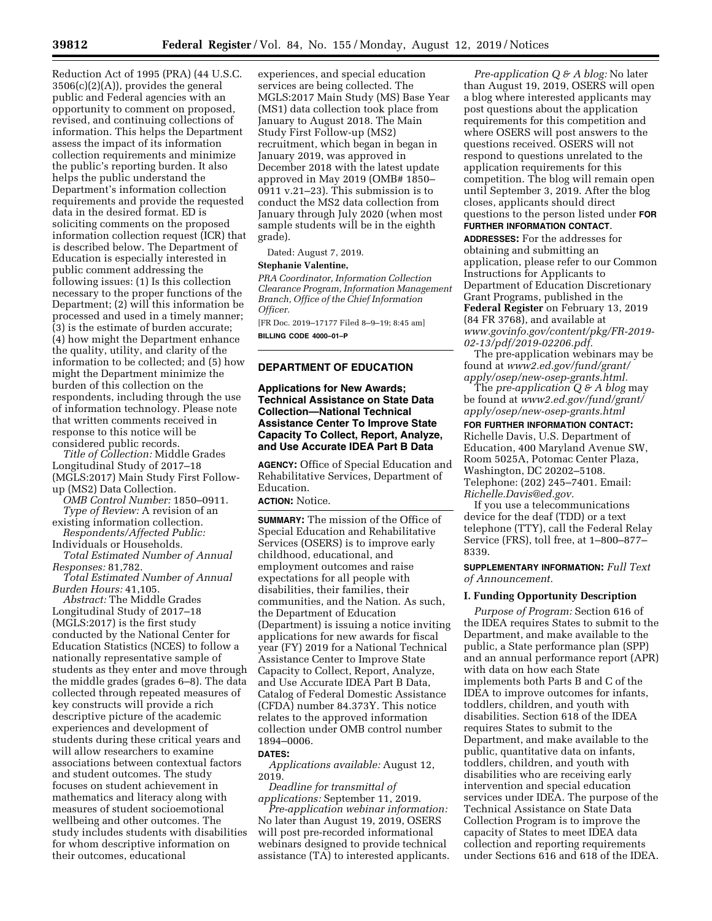Reduction Act of 1995 (PRA) (44 U.S.C. 3506(c)(2)(A)), provides the general public and Federal agencies with an opportunity to comment on proposed, revised, and continuing collections of information. This helps the Department assess the impact of its information collection requirements and minimize the public's reporting burden. It also helps the public understand the Department's information collection requirements and provide the requested data in the desired format. ED is soliciting comments on the proposed information collection request (ICR) that is described below. The Department of Education is especially interested in public comment addressing the following issues: (1) Is this collection necessary to the proper functions of the Department; (2) will this information be processed and used in a timely manner; (3) is the estimate of burden accurate; (4) how might the Department enhance the quality, utility, and clarity of the information to be collected; and (5) how might the Department minimize the burden of this collection on the respondents, including through the use of information technology. Please note that written comments received in response to this notice will be considered public records.

*Title of Collection:* Middle Grades Longitudinal Study of 2017–18 (MGLS:2017) Main Study First Follow-up (MS2) Data Collection.

*OMB Control Number:* 1850–0911.

*Type of Review:* A revision of an existing information collection.

*Respondents/Affected Public:* Individuals or Households.

*Total Estimated Number of Annual Responses:* 81,782.

*Total Estimated Number of Annual Burden Hours:* 41,105.

*Abstract:* The Middle Grades Longitudinal Study of 2017–18 (MGLS:2017) is the first study conducted by the National Center for Education Statistics (NCES) to follow a nationally representative sample of students as they enter and move through the middle grades (grades 6–8). The data collected through repeated measures of key constructs will provide a rich descriptive picture of the academic experiences and development of students during these critical years and will allow researchers to examine associations between contextual factors and student outcomes. The study focuses on student achievement in mathematics and literacy along with measures of student socioemotional wellbeing and other outcomes. The study includes students with disabilities for whom descriptive information on their outcomes, educational experiences, and special education services are being collected. The MGLS:2017 Main Study (MS) Base Year (MS1) data collection took place from January to August 2018. The Main Study First Follow-up (MS2) recruitment, which began in began in January 2019, was approved in December 2018 with the latest update approved in May 2019 (OMB# 1850–0911 v.21–23). This submission is to conduct the MS2 data collection from January through July 2020 (when most sample students will be in the eighth grade).

Dated: August 7, 2019.

**Stephanie Valentine,**

*PRA Coordinator, Information Collection Clearance Program, Information Management Branch, Office of the Chief Information Officer.*

[FR Doc. 2019–17177 Filed 8–9–19; 8:45 am]

**BILLING CODE 4000–01–P**

## DEPARTMENT OF EDUCATION

### Applications for New Awards; Technical Assistance on State Data Collection—National Technical Assistance Center To Improve State Capacity To Collect, Report, Analyze, and Use Accurate IDEA Part B Data

**AGENCY:** Office of Special Education and Rehabilitative Services, Department of Education.

**ACTION:** Notice.

**SUMMARY:** The mission of the Office of Special Education and Rehabilitative Services (OSERS) is to improve early childhood, educational, and employment outcomes and raise expectations for all people with disabilities, their families, their communities, and the Nation. As such, the Department of Education (Department) is issuing a notice inviting applications for new awards for fiscal year (FY) 2019 for a National Technical Assistance Center to Improve State Capacity to Collect, Report, Analyze, and Use Accurate IDEA Part B Data, Catalog of Federal Domestic Assistance (CFDA) number 84.373Y. This notice relates to the approved information collection under OMB control number 1894–0006.

**DATES:**

*Applications available:* August 12, 2019.

*Deadline for transmittal of applications:* September 11, 2019.

*Pre-application webinar information:* No later than August 19, 2019, OSERS will post pre-recorded informational webinars designed to provide technical assistance (TA) to interested applicants.

*Pre-application Q & A blog:* No later than August 19, 2019, OSERS will open a blog where interested applicants may post questions about the application requirements for this competition and where OSERS will post answers to the questions received. OSERS will not respond to questions unrelated to the application requirements for this competition. The blog will remain open until September 3, 2019. After the blog closes, applicants should direct questions to the person listed under **FOR FURTHER INFORMATION CONTACT**.

**ADDRESSES:** For the addresses for obtaining and submitting an application, please refer to our Common Instructions for Applicants to Department of Education Discretionary Grant Programs, published in the **Federal Register** on February 13, 2019 (84 FR 3768), and available at *www.govinfo.gov/content/pkg/FR-2019-02-13/pdf/2019-02206.pdf.*

The pre-application webinars may be found at *www2.ed.gov/fund/grant/apply/osep/new-osep-grants.html.*

The *pre-application Q & A blog* may be found at *www2.ed.gov/fund/grant/apply/osep/new-osep-grants.html*

**FOR FURTHER INFORMATION CONTACT:** Richelle Davis, U.S. Department of Education, 400 Maryland Avenue SW, Room 5025A, Potomac Center Plaza, Washington, DC 20202–5108. Telephone: (202) 245–7401. Email: *Richelle.Davis@ed.gov.*

If you use a telecommunications device for the deaf (TDD) or a text telephone (TTY), call the Federal Relay Service (FRS), toll free, at 1–800–877–8339.

**SUPPLEMENTARY INFORMATION:** *Full Text of Announcement.*

#### I. Funding Opportunity Description

*Purpose of Program:* Section 616 of the IDEA requires States to submit to the Department, and make available to the public, a State performance plan (SPP) and an annual performance report (APR) with data on how each State implements both Parts B and C of the IDEA to improve outcomes for infants, toddlers, children, and youth with disabilities. Section 618 of the IDEA requires States to submit to the Department, and make available to the public, quantitative data on infants, toddlers, children, and youth with disabilities who are receiving early intervention and special education services under IDEA. The purpose of the Technical Assistance on State Data Collection Program is to improve the capacity of States to meet IDEA data collection and reporting requirements under Sections 616 and 618 of the IDEA.